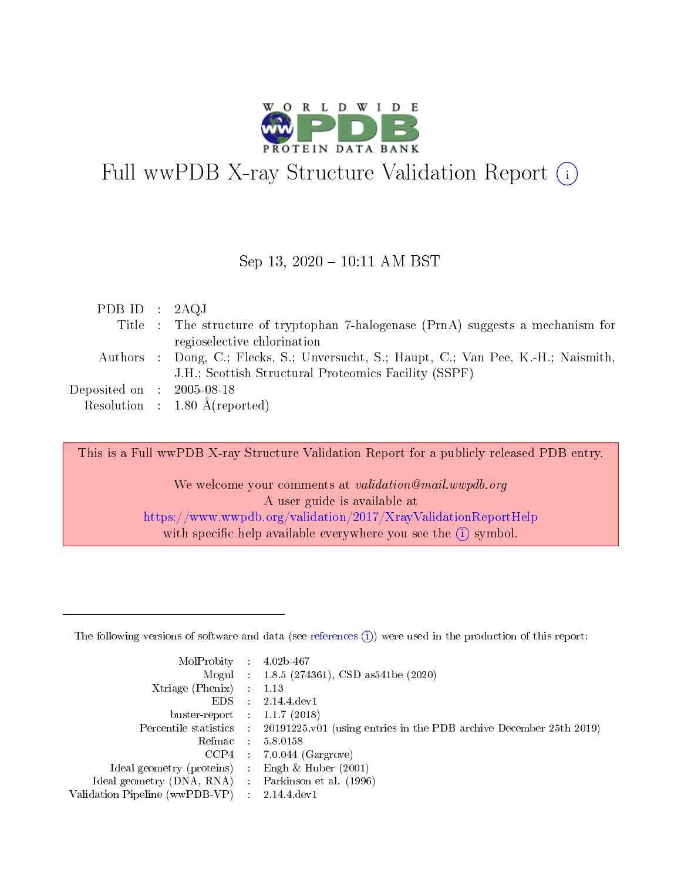# Full wwPDB X-ray Structure Validation Report

Sep 13, 2020 – 10:11 AM BST

| | | |
|---|---|---|
| PDB ID | : | 2AQJ |
| Title | : | The structure of tryptophan 7-halogenase (PrnA) suggests a mechanism for regioselective chlorination |
| Authors | : | Dong, C.; Flecks, S.; Unversucht, S.; Haupt, C.; Van Pee, K.-H.; Naismith, J.H.; Scottish Structural Proteomics Facility (SSPF) |
| Deposited on | : | 2005-08-18 |
| Resolution | : | 1.80 Å(reported) |

This is a Full wwPDB X-ray Structure Validation Report for a publicly released PDB entry.

We welcome your comments at *validation@mail.wwpdb.org*
A user guide is available at
https://www.wwpdb.org/validation/2017/XrayValidationReportHelp
with specific help available everywhere you see the (i) symbol.

---

The following versions of software and data (see references (i)) were used in the production of this report:

| | | |
|---|---|---|
| MolProbity | : | 4.02b-467 |
| Mogul | : | 1.8.5 (274361), CSD as541be (2020) |
| Xtriage (Phenix) | : | 1.13 |
| EDS | : | 2.14.4.dev1 |
| buster-report | : | 1.1.7 (2018) |
| Percentile statistics | : | 20191225.v01 (using entries in the PDB archive December 25th 2019) |
| Refmac | : | 5.8.0158 |
| CCP4 | : | 7.0.044 (Gargrove) |
| Ideal geometry (proteins) | : | Engh & Huber (2001) |
| Ideal geometry (DNA, RNA) | : | Parkinson et al. (1996) |
| Validation Pipeline (wwPDB-VP) | : | 2.14.4.dev1 |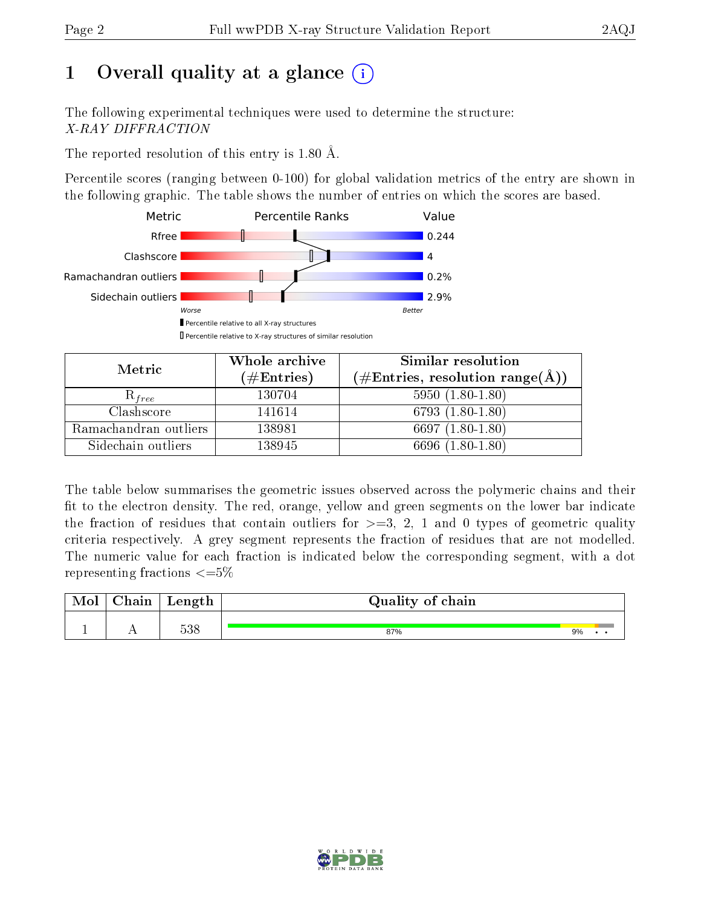# 1 Overall quality at a glance

The following experimental techniques were used to determine the structure:
*X-RAY DIFFRACTION*

The reported resolution of this entry is 1.80 Å.

Percentile scores (ranging between 0-100) for global validation metrics of the entry are shown in the following graphic. The table shows the number of entries on which the scores are based.

| Metric | Value |
|---|---|
| Rfree | 0.244 |
| Clashscore | 4 |
| Ramachandran outliers | 0.2% |
| Sidechain outliers | 2.9% |

Worse — Better

▮ Percentile relative to all X-ray structures
▯ Percentile relative to X-ray structures of similar resolution

| Metric | Whole archive (#Entries) | Similar resolution (#Entries, resolution range(Å)) |
|---|---|---|
| $R_{free}$ | 130704 | 5950 (1.80-1.80) |
| Clashscore | 141614 | 6793 (1.80-1.80) |
| Ramachandran outliers | 138981 | 6697 (1.80-1.80) |
| Sidechain outliers | 138945 | 6696 (1.80-1.80) |

The table below summarises the geometric issues observed across the polymeric chains and their fit to the electron density. The red, orange, yellow and green segments on the lower bar indicate the fraction of residues that contain outliers for >=3, 2, 1 and 0 types of geometric quality criteria respectively. A grey segment represents the fraction of residues that are not modelled. The numeric value for each fraction is indicated below the corresponding segment, with a dot representing fractions <=5%

| Mol | Chain | Length | Quality of chain |
|---|---|---|---|
| 1 | A | 538 | 87% 9% • • |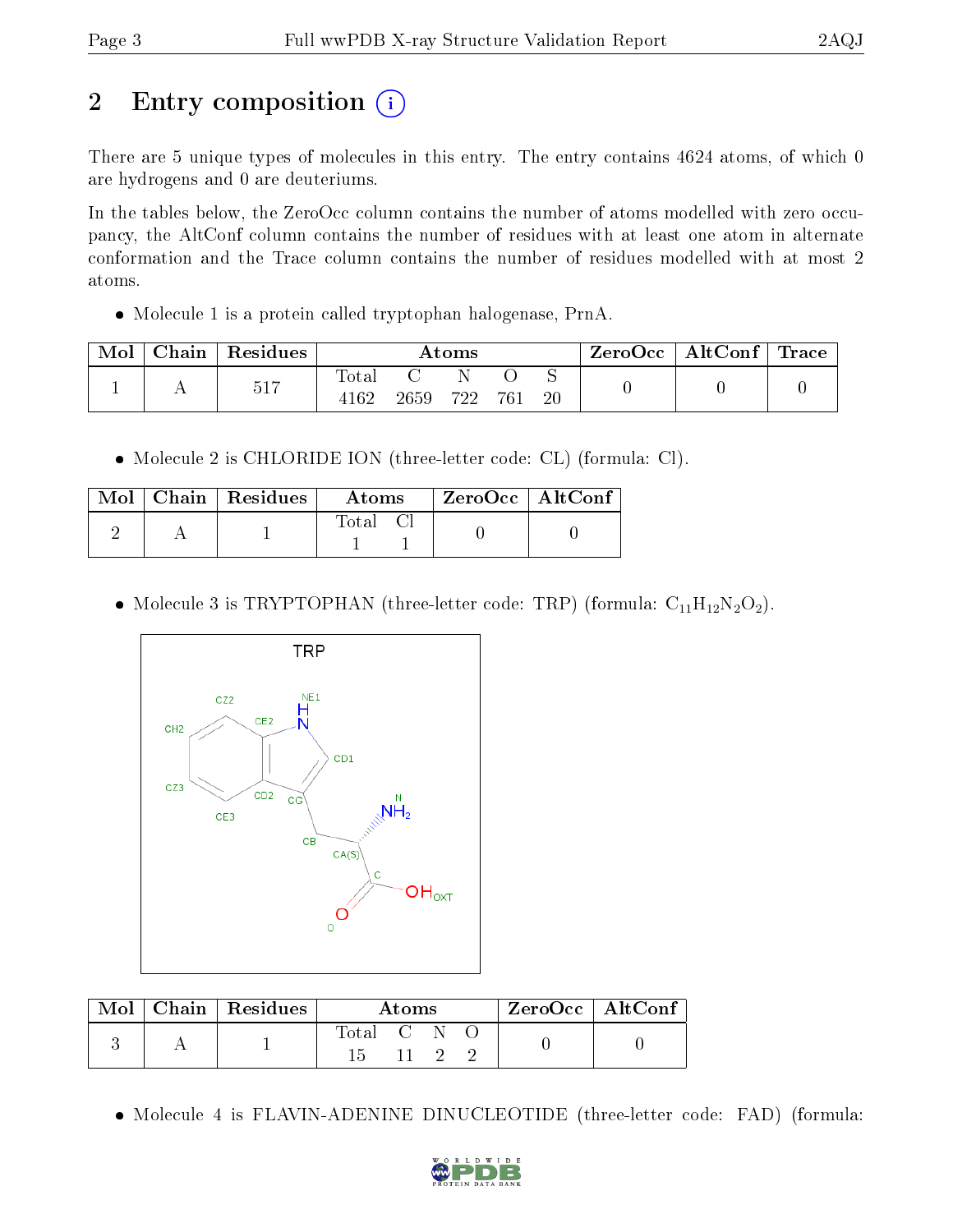# 2 Entry composition

There are 5 unique types of molecules in this entry. The entry contains 4624 atoms, of which 0 are hydrogens and 0 are deuteriums.

In the tables below, the ZeroOcc column contains the number of atoms modelled with zero occupancy, the AltConf column contains the number of residues with at least one atom in alternate conformation and the Trace column contains the number of residues modelled with at most 2 atoms.

- Molecule 1 is a protein called tryptophan halogenase, PrnA.

| Mol | Chain | Residues | Atoms | | | | | ZeroOcc | AltConf | Trace |
|---|---|---|---|---|---|---|---|---|---|---|
| 1 | A | 517 | Total 4162 | C 2659 | N 722 | O 761 | S 20 | 0 | 0 | 0 |

- Molecule 2 is CHLORIDE ION (three-letter code: CL) (formula: Cl).

| Mol | Chain | Residues | Atoms | | ZeroOcc | AltConf |
|---|---|---|---|---|---|---|
| 2 | A | 1 | Total 1 | Cl 1 | 0 | 0 |

- Molecule 3 is TRYPTOPHAN (three-letter code: TRP) (formula: $C_{11}H_{12}N_2O_2$).

| Mol | Chain | Residues | Atoms | | | | ZeroOcc | AltConf |
|---|---|---|---|---|---|---|---|---|
| 3 | A | 1 | Total 15 | C 11 | N 2 | O 2 | 0 | 0 |

- Molecule 4 is FLAVIN-ADENINE DINUCLEOTIDE (three-letter code: FAD) (formula: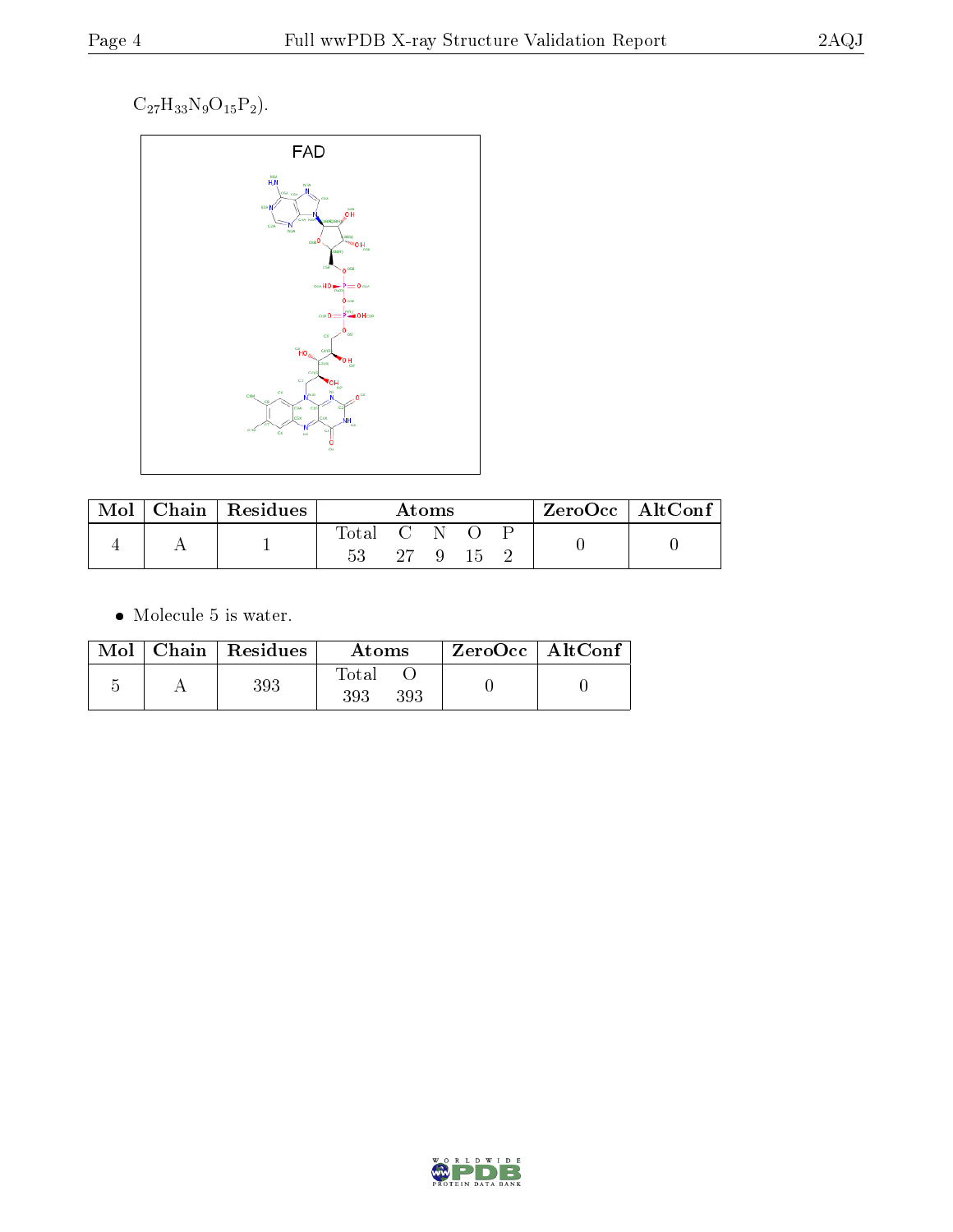$C_{27}H_{33}N_9O_{15}P_2$).

FAD

| Mol | Chain | Residues | Atoms | | | | | ZeroOcc | AltConf |
|---|---|---|---|---|---|---|---|---|---|
| | | | Total | C | N | O | P | | |
| 4 | A | 1 | 53 | 27 | 9 | 15 | 2 | 0 | 0 |

- Molecule 5 is water.

| Mol | Chain | Residues | Atoms | | ZeroOcc | AltConf |
|---|---|---|---|---|---|---|
| | | | Total | O | | |
| 5 | A | 393 | 393 | 393 | 0 | 0 |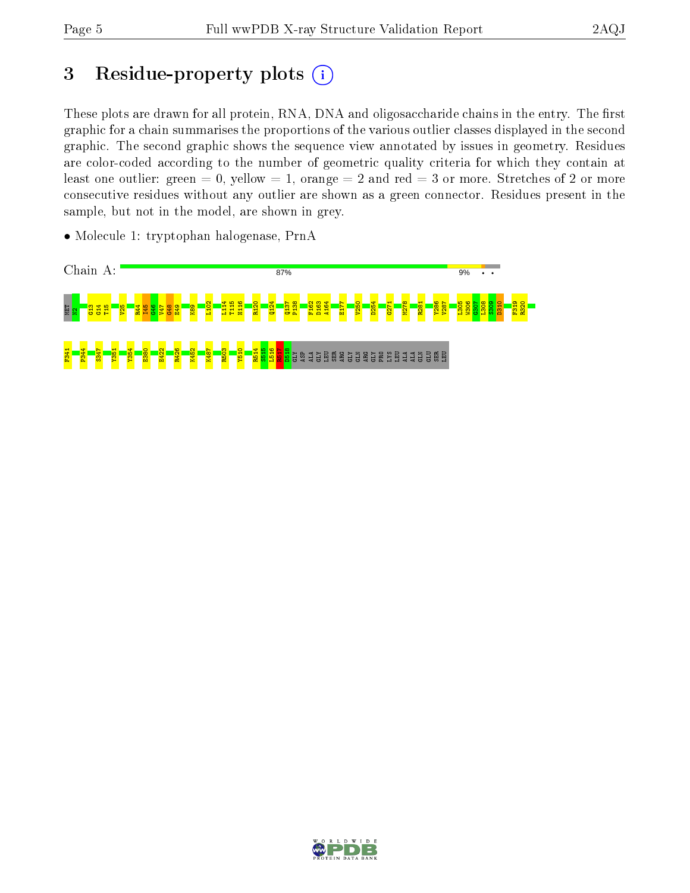# 3 Residue-property plots

These plots are drawn for all protein, RNA, DNA and oligosaccharide chains in the entry. The first graphic for a chain summarises the proportions of the various outlier classes displayed in the second graphic. The second graphic shows the sequence view annotated by issues in geometry. Residues are color-coded according to the number of geometric quality criteria for which they contain at least one outlier: green = 0, yellow = 1, orange = 2 and red = 3 or more. Stretches of 2 or more consecutive residues without any outlier are shown as a green connector. Residues present in the sample, but not in the model, are shown in grey.

- Molecule 1: tryptophan halogenase, PrnA

Chain A: 87% | 9% | • | •

MET N2 G13 G14 T15 V25 R44 I45 G46 V47 G48 E49 K89 L102 L114 T115 H116 R120 Q124 Q137 P138 F162 D163 A164 E177 V250 D254 G271 M278 R281 Y286 V287 L305 W306 G307 L308 S309 D310 F319 R320

F341 P344 S347 Y351 Y354 E380 E422 R426 K452 K487 R503 Y510 R514 S515 L516 R517 D518 GLY ASP ALA GLY LEU SER ARG GLY GLN ARG GLY PRO LYS LEU ALA ALA GLN GLU SER LEU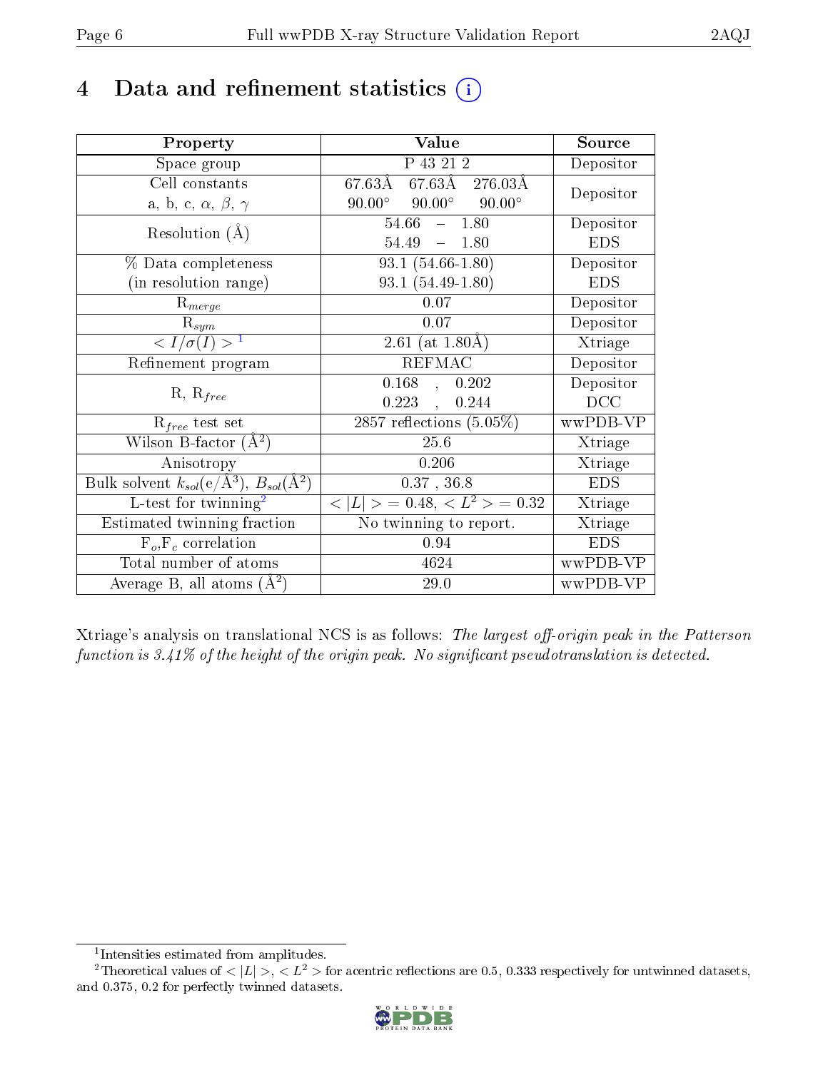# 4 Data and refinement statistics

| Property | Value | Source |
|---|---|---|
| Space group | P 43 21 2 | Depositor |
| Cell constants<br>a, b, c, $\alpha$, $\beta$, $\gamma$ | 67.63Å 67.63Å 276.03Å<br>90.00° 90.00° 90.00° | Depositor |
| Resolution (Å) | 54.66 – 1.80<br>54.49 – 1.80 | Depositor<br>EDS |
| % Data completeness<br>(in resolution range) | 93.1 (54.66-1.80)<br>93.1 (54.49-1.80) | Depositor<br>EDS |
| $R_{merge}$ | 0.07 | Depositor |
| $R_{sym}$ | 0.07 | Depositor |
| $< I/\sigma(I) >$ [1] | 2.61 (at 1.80Å) | Xtriage |
| Refinement program | REFMAC | Depositor |
| R, $R_{free}$ | 0.168 , 0.202<br>0.223 , 0.244 | Depositor<br>DCC |
| $R_{free}$ test set | 2857 reflections (5.05%) | wwPDB-VP |
| Wilson B-factor (Å$^2$) | 25.6 | Xtriage |
| Anisotropy | 0.206 | Xtriage |
| Bulk solvent $k_{sol}$(e/Å$^3$), $B_{sol}$(Å$^2$) | 0.37 , 36.8 | EDS |
| L-test for twinning[2] | $< \|L\| >$ = 0.48, $< L^2 >$ = 0.32 | Xtriage |
| Estimated twinning fraction | No twinning to report. | Xtriage |
| $F_o$,$F_c$ correlation | 0.94 | EDS |
| Total number of atoms | 4624 | wwPDB-VP |
| Average B, all atoms (Å$^2$) | 29.0 | wwPDB-VP |

Xtriage's analysis on translational NCS is as follows: *The largest off-origin peak in the Patterson function is 3.41% of the height of the origin peak. No significant pseudotranslation is detected.*

[1] Intensities estimated from amplitudes.

[2] Theoretical values of $< |L| >$, $< L^2 >$ for acentric reflections are 0.5, 0.333 respectively for untwinned datasets, and 0.375, 0.2 for perfectly twinned datasets.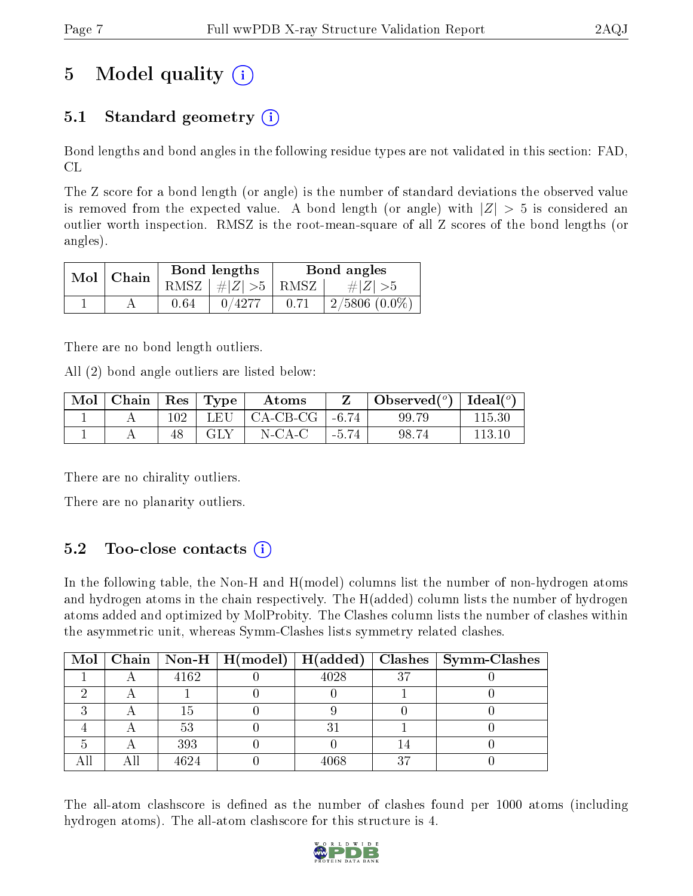# 5 Model quality (i)

## 5.1 Standard geometry (i)

Bond lengths and bond angles in the following residue types are not validated in this section: FAD, CL

The Z score for a bond length (or angle) is the number of standard deviations the observed value is removed from the expected value. A bond length (or angle) with $|Z| > 5$ is considered an outlier worth inspection. RMSZ is the root-mean-square of all Z scores of the bond lengths (or angles).

| Mol | Chain | Bond lengths | | Bond angles | |
|---|---|---|---|---|---|
| | | RMSZ | $\#\|Z\|>5$ | RMSZ | $\#\|Z\|>5$ |
| 1 | A | 0.64 | 0/4277 | 0.71 | 2/5806 (0.0%) |

There are no bond length outliers.

All (2) bond angle outliers are listed below:

| Mol | Chain | Res | Type | Atoms | Z | Observed(°) | Ideal(°) |
|---|---|---|---|---|---|---|---|
| 1 | A | 102 | LEU | CA-CB-CG | -6.74 | 99.79 | 115.30 |
| 1 | A | 48 | GLY | N-CA-C | -5.74 | 98.74 | 113.10 |

There are no chirality outliers.

There are no planarity outliers.

## 5.2 Too-close contacts (i)

In the following table, the Non-H and H(model) columns list the number of non-hydrogen atoms and hydrogen atoms in the chain respectively. The H(added) column lists the number of hydrogen atoms added and optimized by MolProbity. The Clashes column lists the number of clashes within the asymmetric unit, whereas Symm-Clashes lists symmetry related clashes.

| Mol | Chain | Non-H | H(model) | H(added) | Clashes | Symm-Clashes |
|---|---|---|---|---|---|---|
| 1 | A | 4162 | 0 | 4028 | 37 | 0 |
| 2 | A | 1 | 0 | 0 | 1 | 0 |
| 3 | A | 15 | 0 | 9 | 0 | 0 |
| 4 | A | 53 | 0 | 31 | 1 | 0 |
| 5 | A | 393 | 0 | 0 | 14 | 0 |
| All | All | 4624 | 0 | 4068 | 37 | 0 |

The all-atom clashscore is defined as the number of clashes found per 1000 atoms (including hydrogen atoms). The all-atom clashscore for this structure is 4.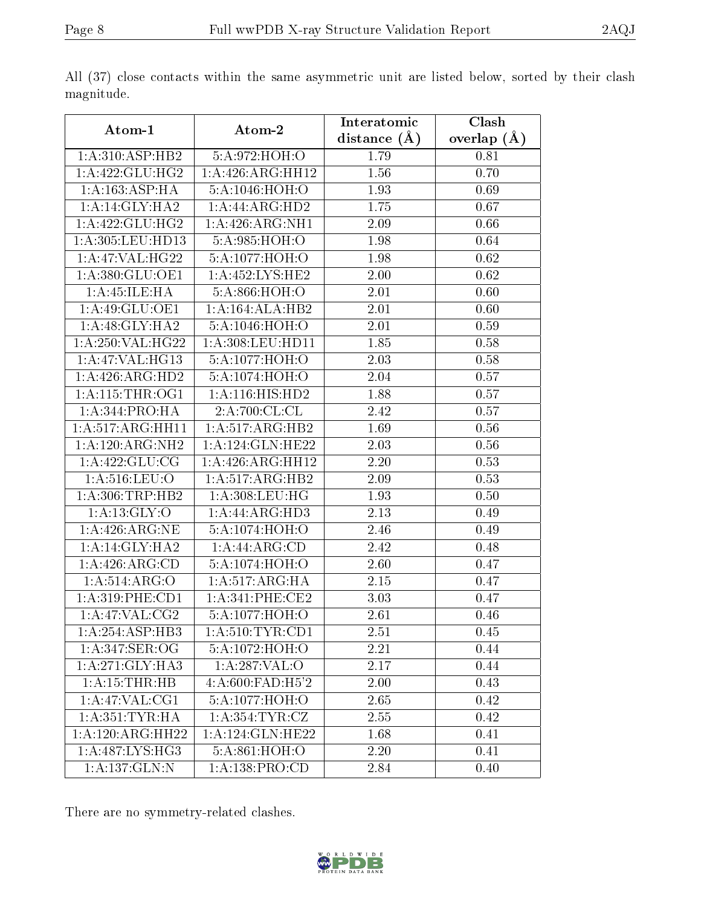All (37) close contacts within the same asymmetric unit are listed below, sorted by their clash magnitude.

| Atom-1 | Atom-2 | Interatomic distance (Å) | Clash overlap (Å) |
|---|---|---|---|
| 1:A:310:ASP:HB2 | 5:A:972:HOH:O | 1.79 | 0.81 |
| 1:A:422:GLU:HG2 | 1:A:426:ARG:HH12 | 1.56 | 0.70 |
| 1:A:163:ASP:HA | 5:A:1046:HOH:O | 1.93 | 0.69 |
| 1:A:14:GLY:HA2 | 1:A:44:ARG:HD2 | 1.75 | 0.67 |
| 1:A:422:GLU:HG2 | 1:A:426:ARG:NH1 | 2.09 | 0.66 |
| 1:A:305:LEU:HD13 | 5:A:985:HOH:O | 1.98 | 0.64 |
| 1:A:47:VAL:HG22 | 5:A:1077:HOH:O | 1.98 | 0.62 |
| 1:A:380:GLU:OE1 | 1:A:452:LYS:HE2 | 2.00 | 0.62 |
| 1:A:45:ILE:HA | 5:A:866:HOH:O | 2.01 | 0.60 |
| 1:A:49:GLU:OE1 | 1:A:164:ALA:HB2 | 2.01 | 0.60 |
| 1:A:48:GLY:HA2 | 5:A:1046:HOH:O | 2.01 | 0.59 |
| 1:A:250:VAL:HG22 | 1:A:308:LEU:HD11 | 1.85 | 0.58 |
| 1:A:47:VAL:HG13 | 5:A:1077:HOH:O | 2.03 | 0.58 |
| 1:A:426:ARG:HD2 | 5:A:1074:HOH:O | 2.04 | 0.57 |
| 1:A:115:THR:OG1 | 1:A:116:HIS:HD2 | 1.88 | 0.57 |
| 1:A:344:PRO:HA | 2:A:700:CL:CL | 2.42 | 0.57 |
| 1:A:517:ARG:HH11 | 1:A:517:ARG:HB2 | 1.69 | 0.56 |
| 1:A:120:ARG:NH2 | 1:A:124:GLN:HE22 | 2.03 | 0.56 |
| 1:A:422:GLU:CG | 1:A:426:ARG:HH12 | 2.20 | 0.53 |
| 1:A:516:LEU:O | 1:A:517:ARG:HB2 | 2.09 | 0.53 |
| 1:A:306:TRP:HB2 | 1:A:308:LEU:HG | 1.93 | 0.50 |
| 1:A:13:GLY:O | 1:A:44:ARG:HD3 | 2.13 | 0.49 |
| 1:A:426:ARG:NE | 5:A:1074:HOH:O | 2.46 | 0.49 |
| 1:A:14:GLY:HA2 | 1:A:44:ARG:CD | 2.42 | 0.48 |
| 1:A:426:ARG:CD | 5:A:1074:HOH:O | 2.60 | 0.47 |
| 1:A:514:ARG:O | 1:A:517:ARG:HA | 2.15 | 0.47 |
| 1:A:319:PHE:CD1 | 1:A:341:PHE:CE2 | 3.03 | 0.47 |
| 1:A:47:VAL:CG2 | 5:A:1077:HOH:O | 2.61 | 0.46 |
| 1:A:254:ASP:HB3 | 1:A:510:TYR:CD1 | 2.51 | 0.45 |
| 1:A:347:SER:OG | 5:A:1072:HOH:O | 2.21 | 0.44 |
| 1:A:271:GLY:HA3 | 1:A:287:VAL:O | 2.17 | 0.44 |
| 1:A:15:THR:HB | 4:A:600:FAD:H5'2 | 2.00 | 0.43 |
| 1:A:47:VAL:CG1 | 5:A:1077:HOH:O | 2.65 | 0.42 |
| 1:A:351:TYR:HA | 1:A:354:TYR:CZ | 2.55 | 0.42 |
| 1:A:120:ARG:HH22 | 1:A:124:GLN:HE22 | 1.68 | 0.41 |
| 1:A:487:LYS:HG3 | 5:A:861:HOH:O | 2.20 | 0.41 |
| 1:A:137:GLN:N | 1:A:138:PRO:CD | 2.84 | 0.40 |

There are no symmetry-related clashes.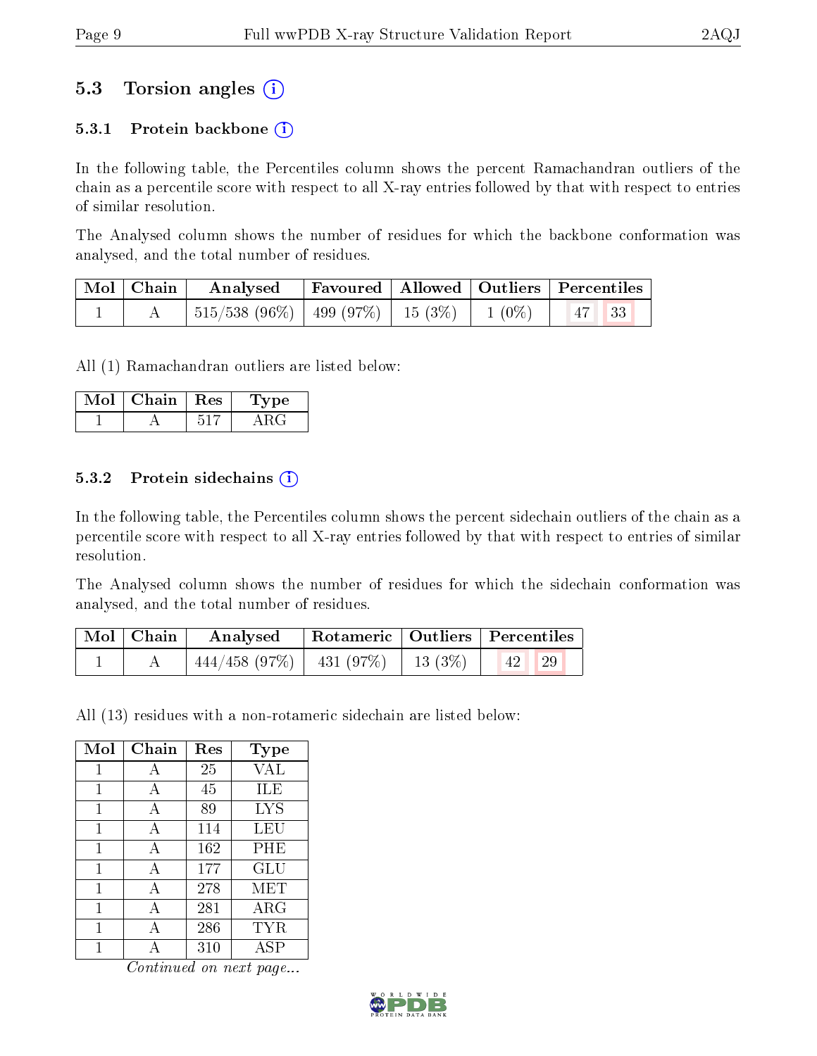## 5.3 Torsion angles ⓘ

### 5.3.1 Protein backbone ⓘ

In the following table, the Percentiles column shows the percent Ramachandran outliers of the chain as a percentile score with respect to all X-ray entries followed by that with respect to entries of similar resolution.

The Analysed column shows the number of residues for which the backbone conformation was analysed, and the total number of residues.

| Mol | Chain | Analysed | Favoured | Allowed | Outliers | Percentiles | |
|---|---|---|---|---|---|---|---|
| 1 | A | 515/538 (96%) | 499 (97%) | 15 (3%) | 1 (0%) | 47 | 33 |

All (1) Ramachandran outliers are listed below:

| Mol | Chain | Res | Type |
|---|---|---|---|
| 1 | A | 517 | ARG |

### 5.3.2 Protein sidechains ⓘ

In the following table, the Percentiles column shows the percent sidechain outliers of the chain as a percentile score with respect to all X-ray entries followed by that with respect to entries of similar resolution.

The Analysed column shows the number of residues for which the sidechain conformation was analysed, and the total number of residues.

| Mol | Chain | Analysed | Rotameric | Outliers | Percentiles | |
|---|---|---|---|---|---|---|
| 1 | A | 444/458 (97%) | 431 (97%) | 13 (3%) | 42 | 29 |

All (13) residues with a non-rotameric sidechain are listed below:

| Mol | Chain | Res | Type |
|---|---|---|---|
| 1 | A | 25 | VAL |
| 1 | A | 45 | ILE |
| 1 | A | 89 | LYS |
| 1 | A | 114 | LEU |
| 1 | A | 162 | PHE |
| 1 | A | 177 | GLU |
| 1 | A | 278 | MET |
| 1 | A | 281 | ARG |
| 1 | A | 286 | TYR |
| 1 | A | 310 | ASP |

*Continued on next page...*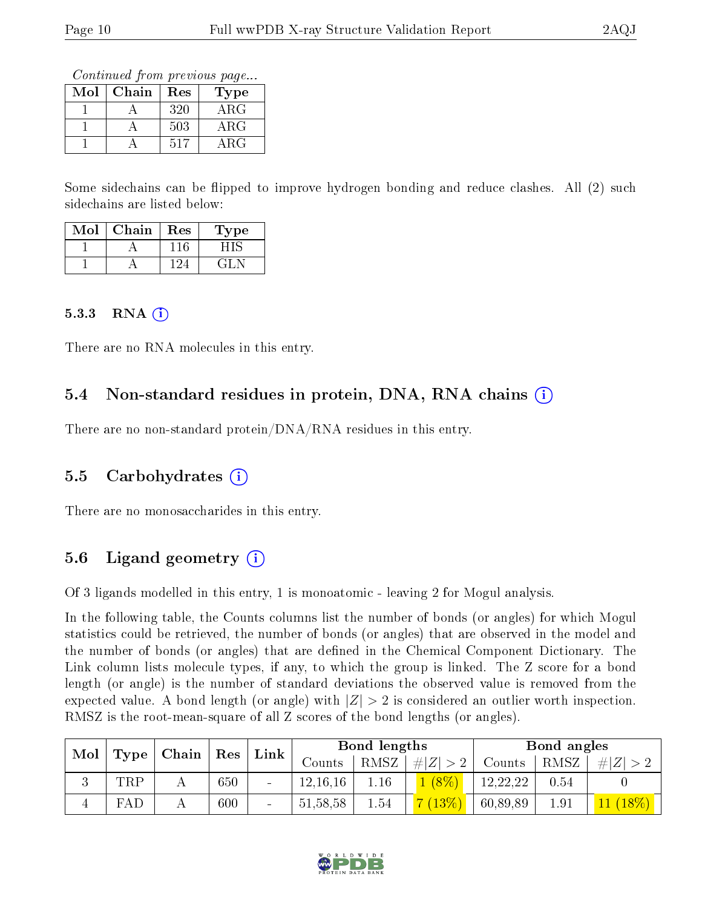Continued from previous page...

| Mol | Chain | Res | Type |
|---|---|---|---|
| 1 | A | 320 | ARG |
| 1 | A | 503 | ARG |
| 1 | A | 517 | ARG |

Some sidechains can be flipped to improve hydrogen bonding and reduce clashes. All (2) such sidechains are listed below:

| Mol | Chain | Res | Type |
|---|---|---|---|
| 1 | A | 116 | HIS |
| 1 | A | 124 | GLN |

### 5.3.3 RNA ⓘ

There are no RNA molecules in this entry.

## 5.4 Non-standard residues in protein, DNA, RNA chains ⓘ

There are no non-standard protein/DNA/RNA residues in this entry.

## 5.5 Carbohydrates ⓘ

There are no monosaccharides in this entry.

## 5.6 Ligand geometry ⓘ

Of 3 ligands modelled in this entry, 1 is monoatomic - leaving 2 for Mogul analysis.

In the following table, the Counts columns list the number of bonds (or angles) for which Mogul statistics could be retrieved, the number of bonds (or angles) that are observed in the model and the number of bonds (or angles) that are defined in the Chemical Component Dictionary. The Link column lists molecule types, if any, to which the group is linked. The Z score for a bond length (or angle) is the number of standard deviations the observed value is removed from the expected value. A bond length (or angle) with $|Z| > 2$ is considered an outlier worth inspection. RMSZ is the root-mean-square of all Z scores of the bond lengths (or angles).

| Mol | Type | Chain | Res | Link | Bond lengths | | | Bond angles | | |
|---|---|---|---|---|---|---|---|---|---|---|
| | | | | | Counts | RMSZ | $\#\|Z\| > 2$ | Counts | RMSZ | $\#\|Z\| > 2$ |
| 3 | TRP | A | 650 | - | 12,16,16 | 1.16 | 1 (8%) | 12,22,22 | 0.54 | 0 |
| 4 | FAD | A | 600 | - | 51,58,58 | 1.54 | 7 (13%) | 60,89,89 | 1.91 | 11 (18%) |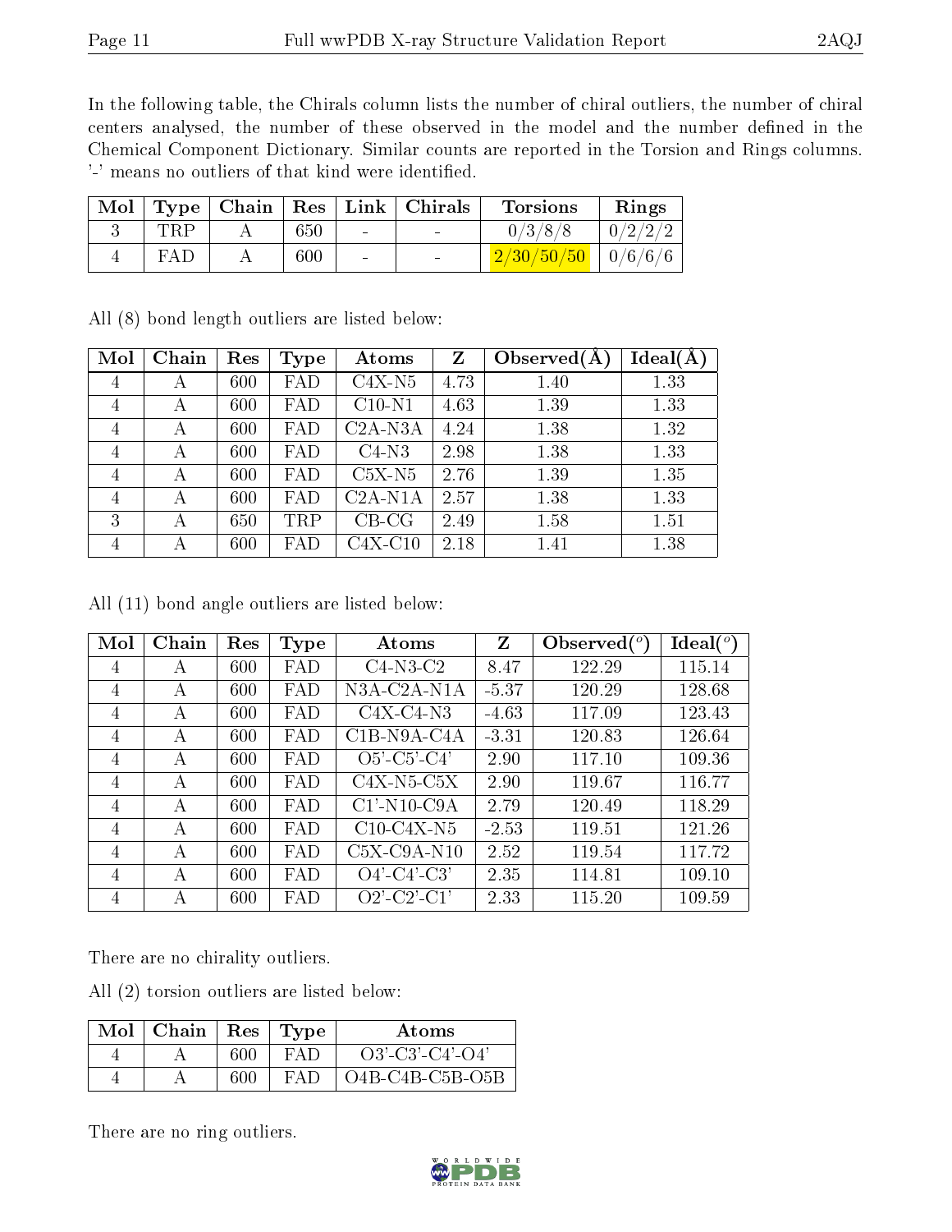In the following table, the Chirals column lists the number of chiral outliers, the number of chiral centers analysed, the number of these observed in the model and the number defined in the Chemical Component Dictionary. Similar counts are reported in the Torsion and Rings columns. '-' means no outliers of that kind were identified.

| Mol | Type | Chain | Res | Link | Chirals | Torsions | Rings |
|---|---|---|---|---|---|---|---|
| 3 | TRP | A | 650 | - | - | 0/3/8/8 | 0/2/2/2 |
| 4 | FAD | A | 600 | - | - | 2/30/50/50 | 0/6/6/6 |

All (8) bond length outliers are listed below:

| Mol | Chain | Res | Type | Atoms | Z | Observed(Å) | Ideal(Å) |
|---|---|---|---|---|---|---|---|
| 4 | A | 600 | FAD | C4X-N5 | 4.73 | 1.40 | 1.33 |
| 4 | A | 600 | FAD | C10-N1 | 4.63 | 1.39 | 1.33 |
| 4 | A | 600 | FAD | C2A-N3A | 4.24 | 1.38 | 1.32 |
| 4 | A | 600 | FAD | C4-N3 | 2.98 | 1.38 | 1.33 |
| 4 | A | 600 | FAD | C5X-N5 | 2.76 | 1.39 | 1.35 |
| 4 | A | 600 | FAD | C2A-N1A | 2.57 | 1.38 | 1.33 |
| 3 | A | 650 | TRP | CB-CG | 2.49 | 1.58 | 1.51 |
| 4 | A | 600 | FAD | C4X-C10 | 2.18 | 1.41 | 1.38 |

All (11) bond angle outliers are listed below:

| Mol | Chain | Res | Type | Atoms | Z | Observed(°) | Ideal(°) |
|---|---|---|---|---|---|---|---|
| 4 | A | 600 | FAD | C4-N3-C2 | 8.47 | 122.29 | 115.14 |
| 4 | A | 600 | FAD | N3A-C2A-N1A | -5.37 | 120.29 | 128.68 |
| 4 | A | 600 | FAD | C4X-C4-N3 | -4.63 | 117.09 | 123.43 |
| 4 | A | 600 | FAD | C1B-N9A-C4A | -3.31 | 120.83 | 126.64 |
| 4 | A | 600 | FAD | O5'-C5'-C4' | 2.90 | 117.10 | 109.36 |
| 4 | A | 600 | FAD | C4X-N5-C5X | 2.90 | 119.67 | 116.77 |
| 4 | A | 600 | FAD | C1'-N10-C9A | 2.79 | 120.49 | 118.29 |
| 4 | A | 600 | FAD | C10-C4X-N5 | -2.53 | 119.51 | 121.26 |
| 4 | A | 600 | FAD | C5X-C9A-N10 | 2.52 | 119.54 | 117.72 |
| 4 | A | 600 | FAD | O4'-C4'-C3' | 2.35 | 114.81 | 109.10 |
| 4 | A | 600 | FAD | O2'-C2'-C1' | 2.33 | 115.20 | 109.59 |

There are no chirality outliers.

All (2) torsion outliers are listed below:

| Mol | Chain | Res | Type | Atoms |
|---|---|---|---|---|
| 4 | A | 600 | FAD | O3'-C3'-C4'-O4' |
| 4 | A | 600 | FAD | O4B-C4B-C5B-O5B |

There are no ring outliers.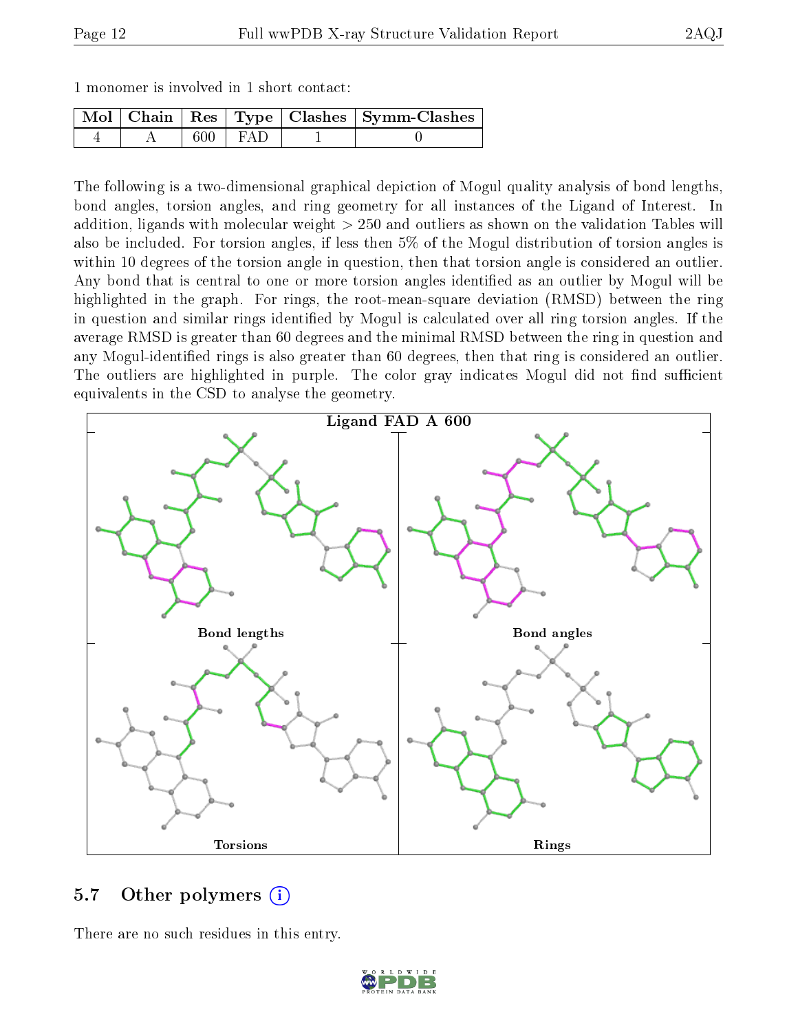1 monomer is involved in 1 short contact:

| Mol | Chain | Res | Type | Clashes | Symm-Clashes |
|---|---|---|---|---|---|
| 4 | A | 600 | FAD | 1 | 0 |

The following is a two-dimensional graphical depiction of Mogul quality analysis of bond lengths, bond angles, torsion angles, and ring geometry for all instances of the Ligand of Interest. In addition, ligands with molecular weight > 250 and outliers as shown on the validation Tables will also be included. For torsion angles, if less then 5% of the Mogul distribution of torsion angles is within 10 degrees of the torsion angle in question, then that torsion angle is considered an outlier. Any bond that is central to one or more torsion angles identified as an outlier by Mogul will be highlighted in the graph. For rings, the root-mean-square deviation (RMSD) between the ring in question and similar rings identified by Mogul is calculated over all ring torsion angles. If the average RMSD is greater than 60 degrees and the minimal RMSD between the ring in question and any Mogul-identified rings is also greater than 60 degrees, then that ring is considered an outlier. The outliers are highlighted in purple. The color gray indicates Mogul did not find sufficient equivalents in the CSD to analyse the geometry.

**Ligand FAD A 600**

Bond lengths | Bond angles | Torsions | Rings

## 5.7 Other polymers

There are no such residues in this entry.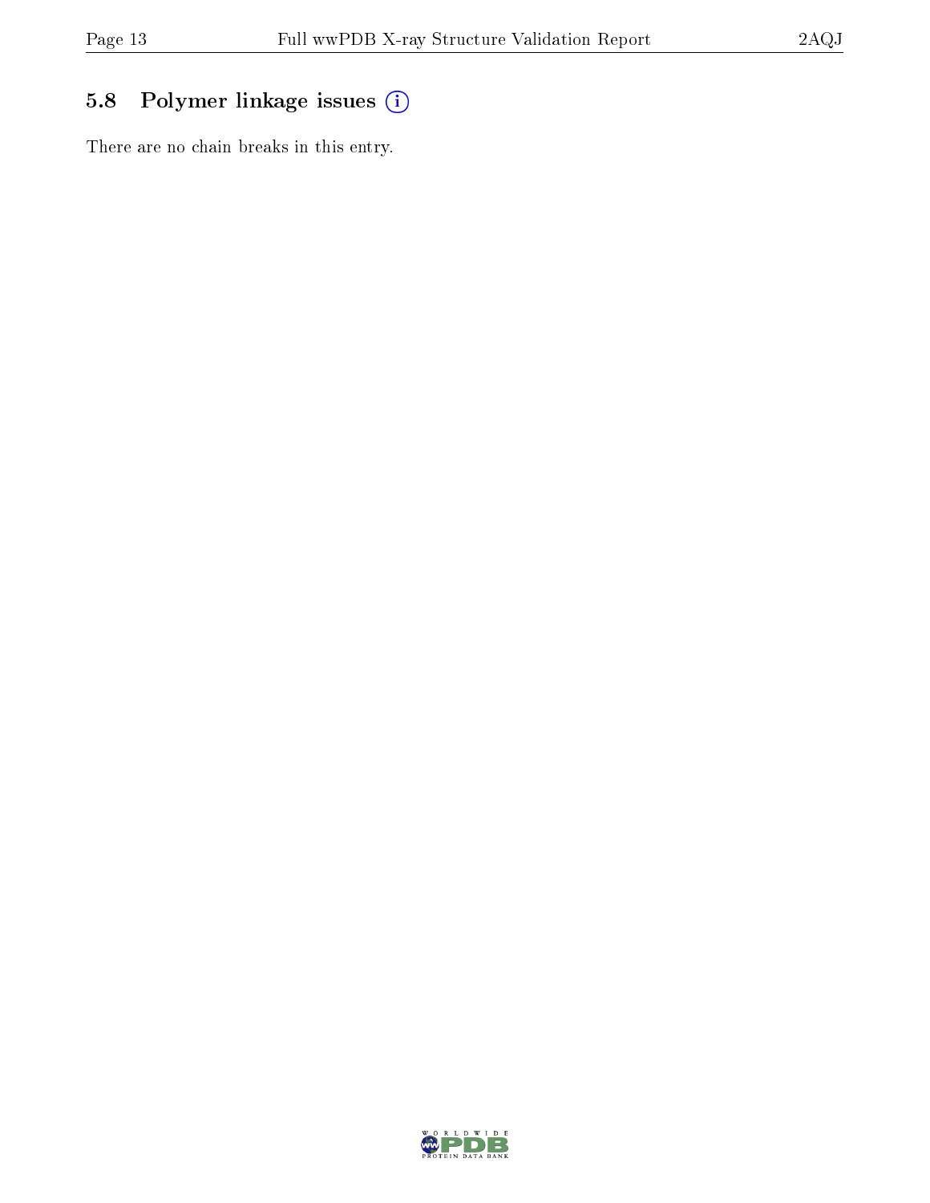## 5.8 Polymer linkage issues

There are no chain breaks in this entry.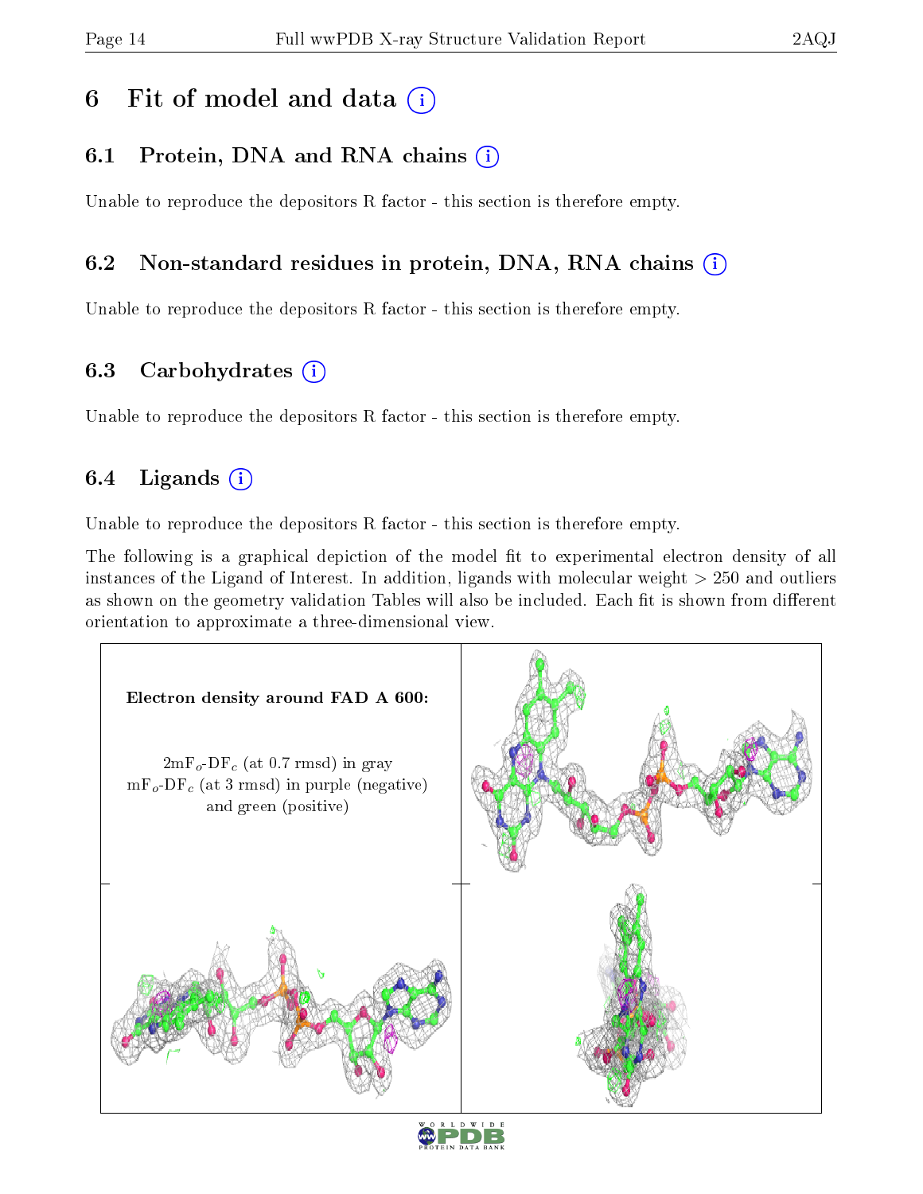# 6 Fit of model and data

## 6.1 Protein, DNA and RNA chains

Unable to reproduce the depositors R factor - this section is therefore empty.

## 6.2 Non-standard residues in protein, DNA, RNA chains

Unable to reproduce the depositors R factor - this section is therefore empty.

## 6.3 Carbohydrates

Unable to reproduce the depositors R factor - this section is therefore empty.

## 6.4 Ligands

Unable to reproduce the depositors R factor - this section is therefore empty.

The following is a graphical depiction of the model fit to experimental electron density of all instances of the Ligand of Interest. In addition, ligands with molecular weight > 250 and outliers as shown on the geometry validation Tables will also be included. Each fit is shown from different orientation to approximate a three-dimensional view.

**Electron density around FAD A 600:**

$2mF_o$-$DF_c$ (at 0.7 rmsd) in gray
$mF_o$-$DF_c$ (at 3 rmsd) in purple (negative) and green (positive)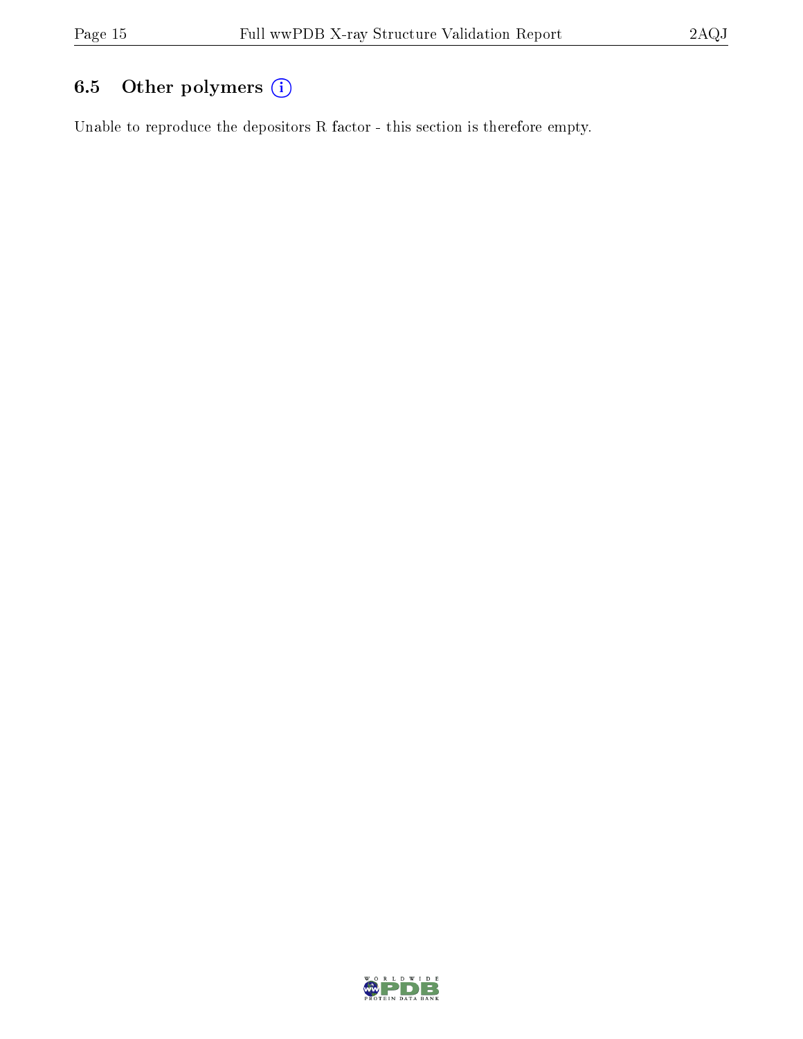## 6.5 Other polymers

Unable to reproduce the depositors R factor - this section is therefore empty.